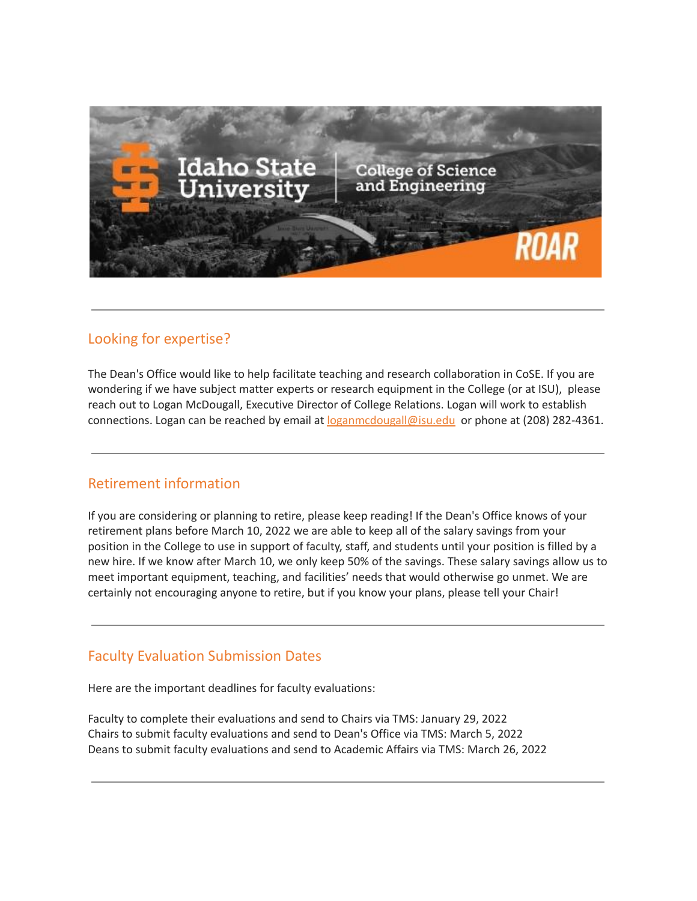## Looking for expertise?

The Dean's Office would like to help facilitate teaching and research collaboration in CoSE. If you are wondering if we have subject matter experts or research equipment in the College (or at ISU), please reach out to Logan McDougall, Executive Director of College Relations. Logan will work to establish connections. Logan can be reached by email at loganmcdougall@isu.edu or phone at (208) 282-4361.

---

## Retirement information

If you are considering or planning to retire, please keep reading! If the Dean's Office knows of your retirement plans before March 10, 2022 we are able to keep all of the salary savings from your position in the College to use in support of faculty, staff, and students until your position is filled by a new hire. If we know after March 10, we only keep 50% of the savings. These salary savings allow us to meet important equipment, teaching, and facilities' needs that would otherwise go unmet. We are certainly not encouraging anyone to retire, but if you know your plans, please tell your Chair!

---

## Faculty Evaluation Submission Dates

Here are the important deadlines for faculty evaluations:

Faculty to complete their evaluations and send to Chairs via TMS: January 29, 2022
Chairs to submit faculty evaluations and send to Dean's Office via TMS: March 5, 2022
Deans to submit faculty evaluations and send to Academic Affairs via TMS: March 26, 2022

---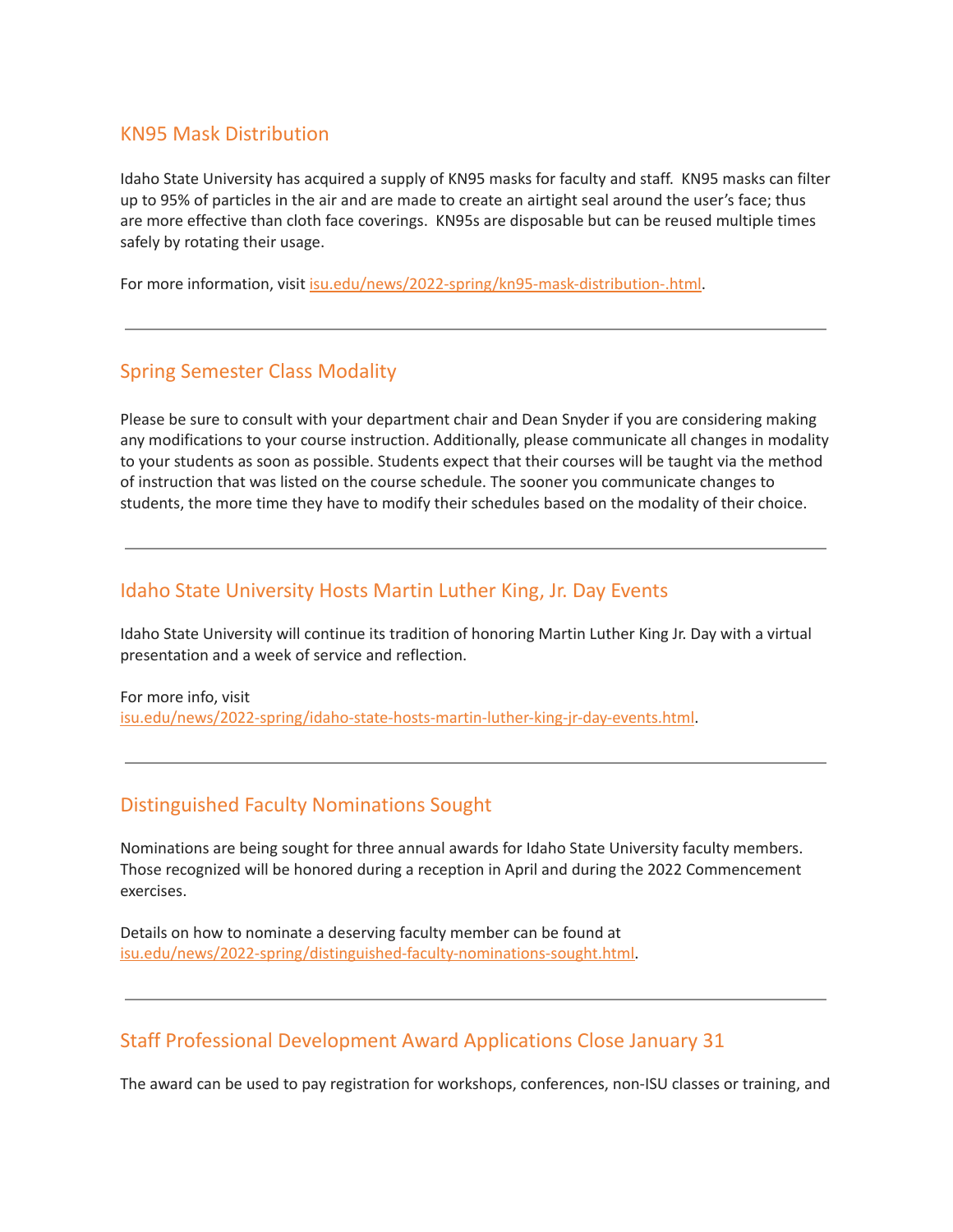## KN95 Mask Distribution

Idaho State University has acquired a supply of KN95 masks for faculty and staff. KN95 masks can filter up to 95% of particles in the air and are made to create an airtight seal around the user's face; thus are more effective than cloth face coverings. KN95s are disposable but can be reused multiple times safely by rotating their usage.

For more information, visit isu.edu/news/2022-spring/kn95-mask-distribution-.html.

---

## Spring Semester Class Modality

Please be sure to consult with your department chair and Dean Snyder if you are considering making any modifications to your course instruction. Additionally, please communicate all changes in modality to your students as soon as possible. Students expect that their courses will be taught via the method of instruction that was listed on the course schedule. The sooner you communicate changes to students, the more time they have to modify their schedules based on the modality of their choice.

---

## Idaho State University Hosts Martin Luther King, Jr. Day Events

Idaho State University will continue its tradition of honoring Martin Luther King Jr. Day with a virtual presentation and a week of service and reflection.

For more info, visit isu.edu/news/2022-spring/idaho-state-hosts-martin-luther-king-jr-day-events.html.

---

## Distinguished Faculty Nominations Sought

Nominations are being sought for three annual awards for Idaho State University faculty members. Those recognized will be honored during a reception in April and during the 2022 Commencement exercises.

Details on how to nominate a deserving faculty member can be found at isu.edu/news/2022-spring/distinguished-faculty-nominations-sought.html.

---

## Staff Professional Development Award Applications Close January 31

The award can be used to pay registration for workshops, conferences, non-ISU classes or training, and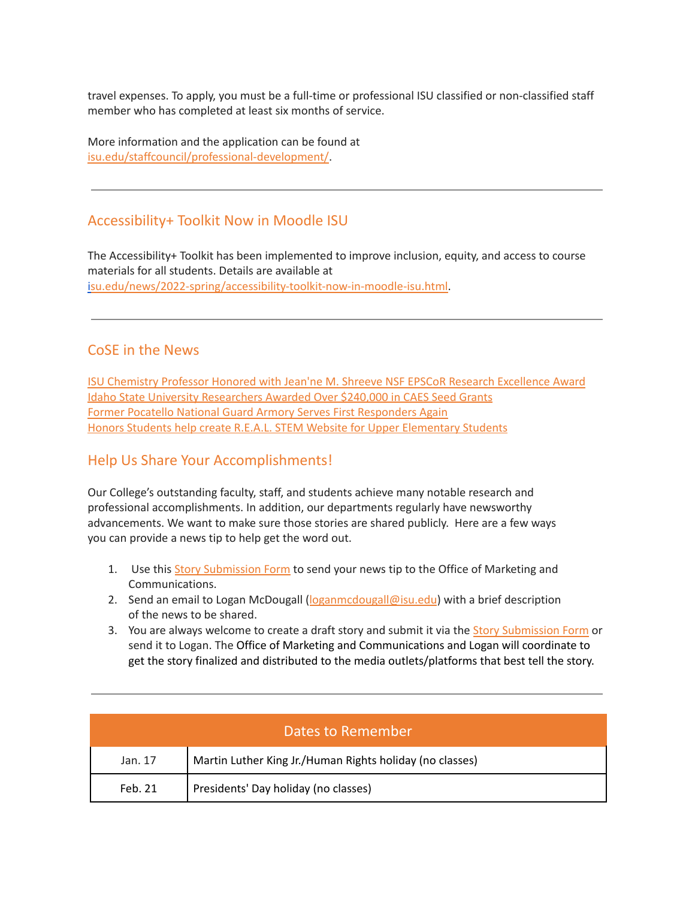travel expenses. To apply, you must be a full-time or professional ISU classified or non-classified staff member who has completed at least six months of service.

More information and the application can be found at isu.edu/staffcouncil/professional-development/.

---

## Accessibility+ Toolkit Now in Moodle ISU

The Accessibility+ Toolkit has been implemented to improve inclusion, equity, and access to course materials for all students. Details are available at isu.edu/news/2022-spring/accessibility-toolkit-now-in-moodle-isu.html.

---

## CoSE in the News

ISU Chemistry Professor Honored with Jean'ne M. Shreeve NSF EPSCoR Research Excellence Award
Idaho State University Researchers Awarded Over $240,000 in CAES Seed Grants
Former Pocatello National Guard Armory Serves First Responders Again
Honors Students help create R.E.A.L. STEM Website for Upper Elementary Students

## Help Us Share Your Accomplishments!

Our College's outstanding faculty, staff, and students achieve many notable research and professional accomplishments. In addition, our departments regularly have newsworthy advancements. We want to make sure those stories are shared publicly. Here are a few ways you can provide a news tip to help get the word out.

1. Use this Story Submission Form to send your news tip to the Office of Marketing and Communications.
2. Send an email to Logan McDougall (loganmcdougall@isu.edu) with a brief description of the news to be shared.
3. You are always welcome to create a draft story and submit it via the Story Submission Form or send it to Logan. The Office of Marketing and Communications and Logan will coordinate to get the story finalized and distributed to the media outlets/platforms that best tell the story.

---

| Dates to Remember | |
|---|---|
| Jan. 17 | Martin Luther King Jr./Human Rights holiday (no classes) |
| Feb. 21 | Presidents' Day holiday (no classes) |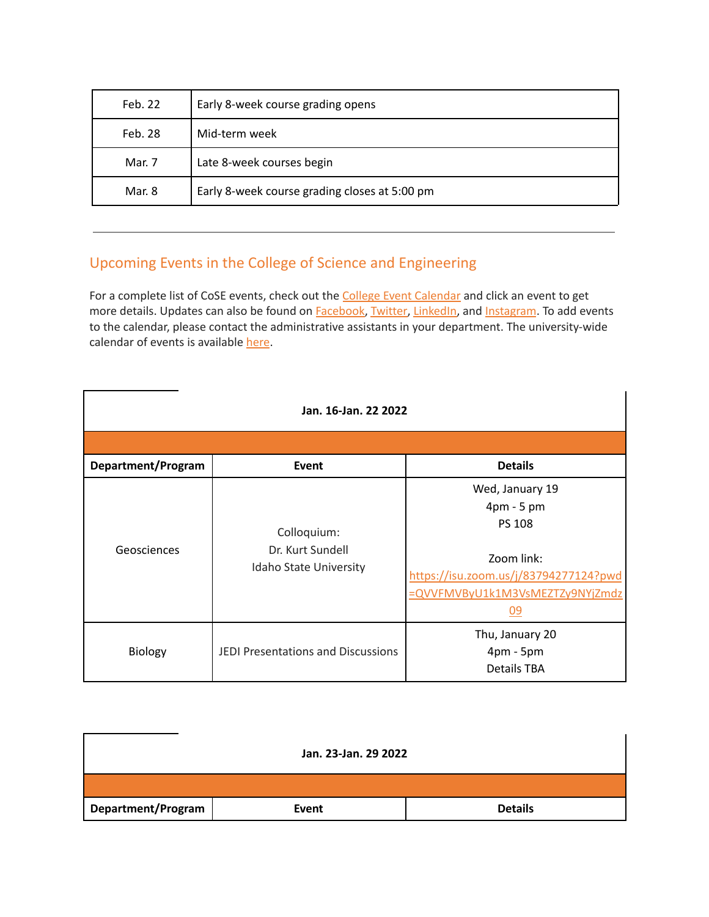| | |
|---|---|
| Feb. 22 | Early 8-week course grading opens |
| Feb. 28 | Mid-term week |
| Mar. 7 | Late 8-week courses begin |
| Mar. 8 | Early 8-week course grading closes at 5:00 pm |

---

## Upcoming Events in the College of Science and Engineering

For a complete list of CoSE events, check out the College Event Calendar and click an event to get more details. Updates can also be found on Facebook, Twitter, LinkedIn, and Instagram. To add events to the calendar, please contact the administrative assistants in your department. The university-wide calendar of events is available here.

**Jan. 16-Jan. 22 2022**

| Department/Program | Event | Details |
|---|---|---|
| Geosciences | Colloquium:<br>Dr. Kurt Sundell<br>Idaho State University | Wed, January 19<br>4pm - 5 pm<br>PS 108<br><br>Zoom link:<br>https://isu.zoom.us/j/83794277124?pwd=QVVFMVByU1k1M3VsMEZTZy9NYjZmdz09 |
| Biology | JEDI Presentations and Discussions | Thu, January 20<br>4pm - 5pm<br>Details TBA |

**Jan. 23-Jan. 29 2022**

| Department/Program | Event | Details |
|---|---|---|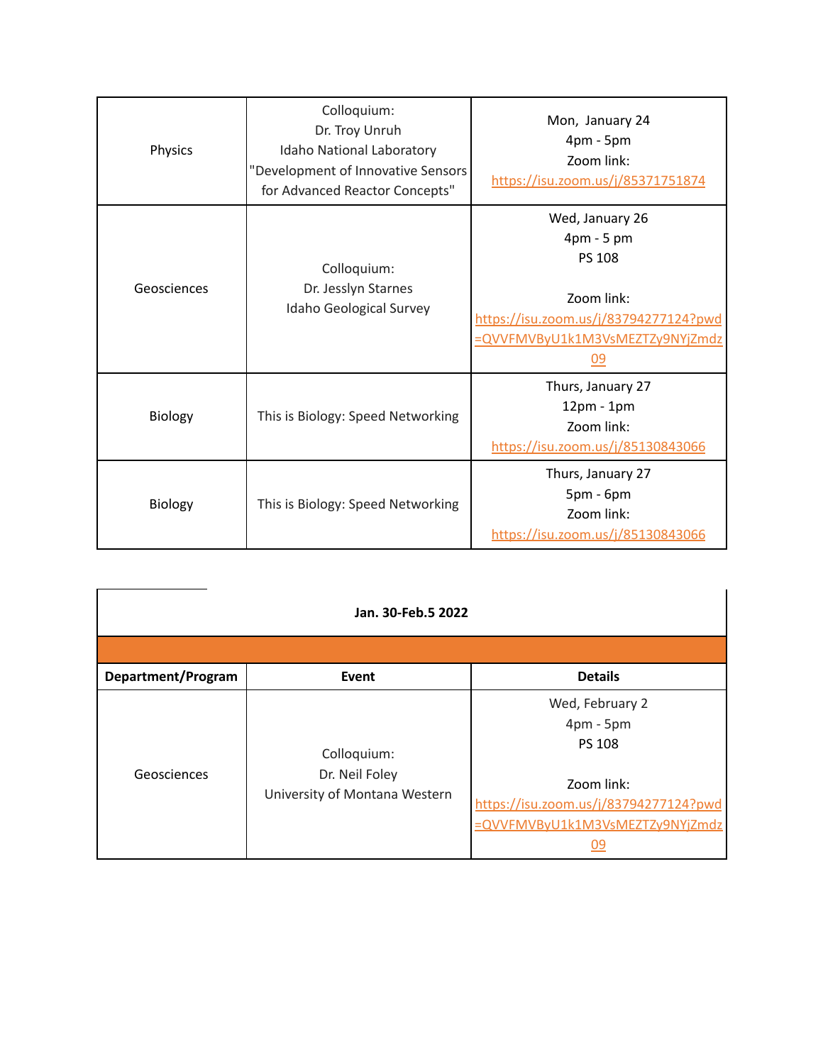| | | |
|---|---|---|
| Physics | Colloquium:<br>Dr. Troy Unruh<br>Idaho National Laboratory<br>"Development of Innovative Sensors for Advanced Reactor Concepts" | Mon, January 24<br>4pm - 5pm<br>Zoom link:<br>https://isu.zoom.us/j/85371751874 |
| Geosciences | Colloquium:<br>Dr. Jesslyn Starnes<br>Idaho Geological Survey | Wed, January 26<br>4pm - 5 pm<br>PS 108<br><br>Zoom link:<br>https://isu.zoom.us/j/83794277124?pwd=QVVFMVByU1k1M3VsMEZTZy9NYjZmdz09 |
| Biology | This is Biology: Speed Networking | Thurs, January 27<br>12pm - 1pm<br>Zoom link:<br>https://isu.zoom.us/j/85130843066 |
| Biology | This is Biology: Speed Networking | Thurs, January 27<br>5pm - 6pm<br>Zoom link:<br>https://isu.zoom.us/j/85130843066 |

**Jan. 30-Feb.5 2022**

| Department/Program | Event | Details |
|---|---|---|
| Geosciences | Colloquium:<br>Dr. Neil Foley<br>University of Montana Western | Wed, February 2<br>4pm - 5pm<br>PS 108<br><br>Zoom link:<br>https://isu.zoom.us/j/83794277124?pwd=QVVFMVByU1k1M3VsMEZTZy9NYjZmdz09 |